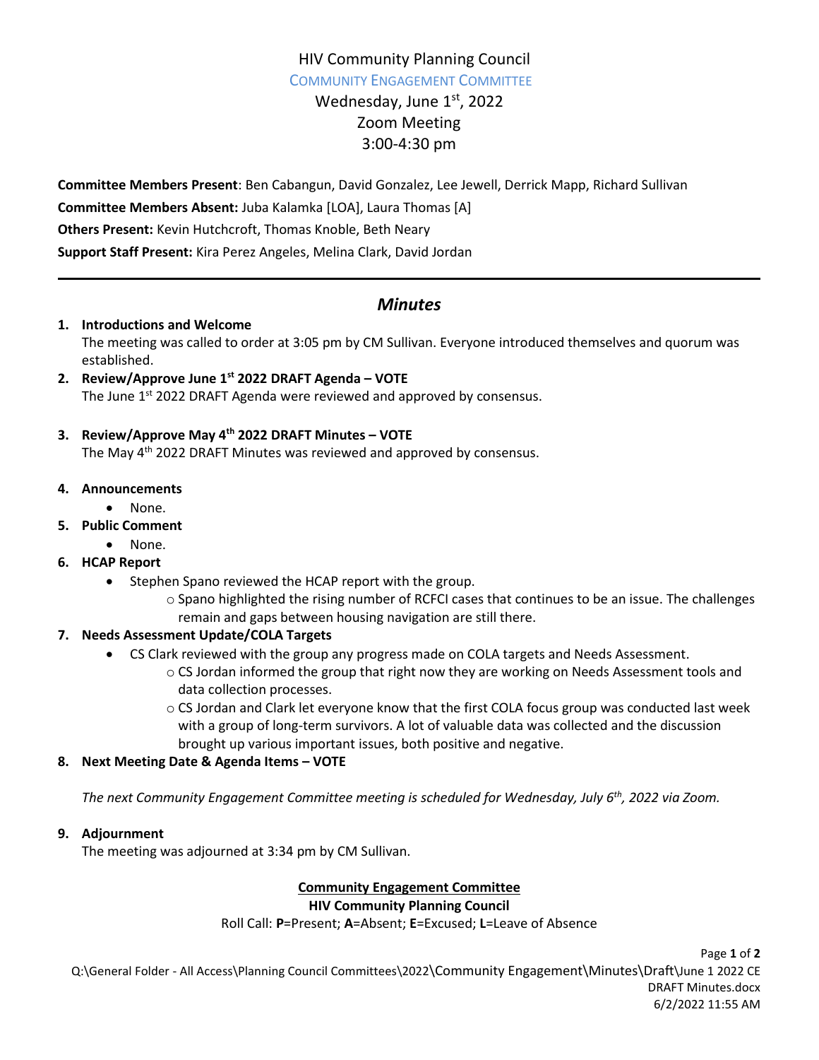# HIV Community Planning Council

## COMMUNITY ENGAGEMENT COMMITTEE

Wednesday, June 1st, 2022
Zoom Meeting
3:00-4:30 pm

**Committee Members Present**: Ben Cabangun, David Gonzalez, Lee Jewell, Derrick Mapp, Richard Sullivan

**Committee Members Absent:** Juba Kalamka [LOA], Laura Thomas [A]

**Others Present:** Kevin Hutchcroft, Thomas Knoble, Beth Neary

**Support Staff Present:** Kira Perez Angeles, Melina Clark, David Jordan

---

## *Minutes*

1. **Introductions and Welcome**
   The meeting was called to order at 3:05 pm by CM Sullivan. Everyone introduced themselves and quorum was established.
2. **Review/Approve June 1st 2022 DRAFT Agenda – VOTE**
   The June 1st 2022 DRAFT Agenda were reviewed and approved by consensus.
3. **Review/Approve May 4th 2022 DRAFT Minutes – VOTE**
   The May 4th 2022 DRAFT Minutes was reviewed and approved by consensus.
4. **Announcements**
   - None.
5. **Public Comment**
   - None.
6. **HCAP Report**
   - Stephen Spano reviewed the HCAP report with the group.
     - Spano highlighted the rising number of RCFCI cases that continues to be an issue. The challenges remain and gaps between housing navigation are still there.
7. **Needs Assessment Update/COLA Targets**
   - CS Clark reviewed with the group any progress made on COLA targets and Needs Assessment.
     - CS Jordan informed the group that right now they are working on Needs Assessment tools and data collection processes.
     - CS Jordan and Clark let everyone know that the first COLA focus group was conducted last week with a group of long-term survivors. A lot of valuable data was collected and the discussion brought up various important issues, both positive and negative.
8. **Next Meeting Date & Agenda Items – VOTE**

   *The next Community Engagement Committee meeting is scheduled for Wednesday, July 6th, 2022 via Zoom.*

9. **Adjournment**
   The meeting was adjourned at 3:34 pm by CM Sullivan.

**Community Engagement Committee**

**HIV Community Planning Council**

Roll Call: **P**=Present; **A**=Absent; **E**=Excused; **L**=Leave of Absence

Q:\General Folder - All Access\Planning Council Committees\2022\Community Engagement\Minutes\Draft\June 1 2022 CE DRAFT Minutes.docx
6/2/2022 11:55 AM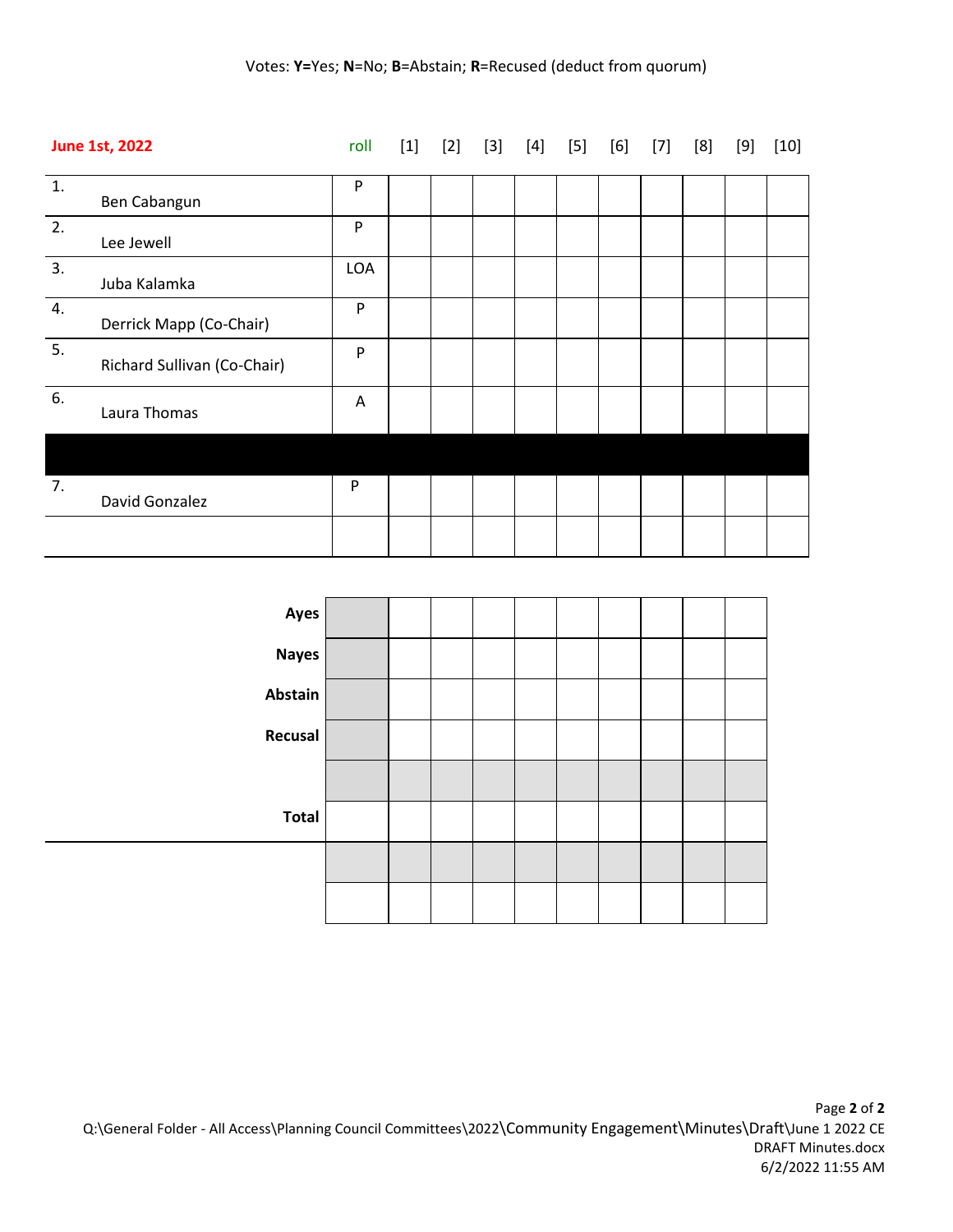Votes: **Y=**Yes; **N**=No; **B**=Abstain; **R**=Recused (deduct from quorum)

| June 1st, 2022 | roll | [1] | [2] | [3] | [4] | [5] | [6] | [7] | [8] | [9] | [10] |
|---|---|---|---|---|---|---|---|---|---|---|---|
| 1. Ben Cabangun | P | | | | | | | | | | |
| 2. Lee Jewell | P | | | | | | | | | | |
| 3. Juba Kalamka | LOA | | | | | | | | | | |
| 4. Derrick Mapp (Co-Chair) | P | | | | | | | | | | |
| 5. Richard Sullivan (Co-Chair) | P | | | | | | | | | | |
| 6. Laura Thomas | A | | | | | | | | | | |
| | | | | | | | | | | | |
| 7. David Gonzalez | P | | | | | | | | | | |
| | | | | | | | | | | | |

| | | | | | | | | | | |
|---|---|---|---|---|---|---|---|---|---|---|
| **Ayes** | | | | | | | | | | |
| **Nayes** | | | | | | | | | | |
| **Abstain** | | | | | | | | | | |
| **Recusal** | | | | | | | | | | |
| | | | | | | | | | | |
| **Total** | | | | | | | | | | |
| | | | | | | | | | | |
| | | | | | | | | | | |

Q:\General Folder - All Access\Planning Council Committees\2022\Community Engagement\Minutes\Draft\June 1 2022 CE DRAFT Minutes.docx
6/2/2022 11:55 AM